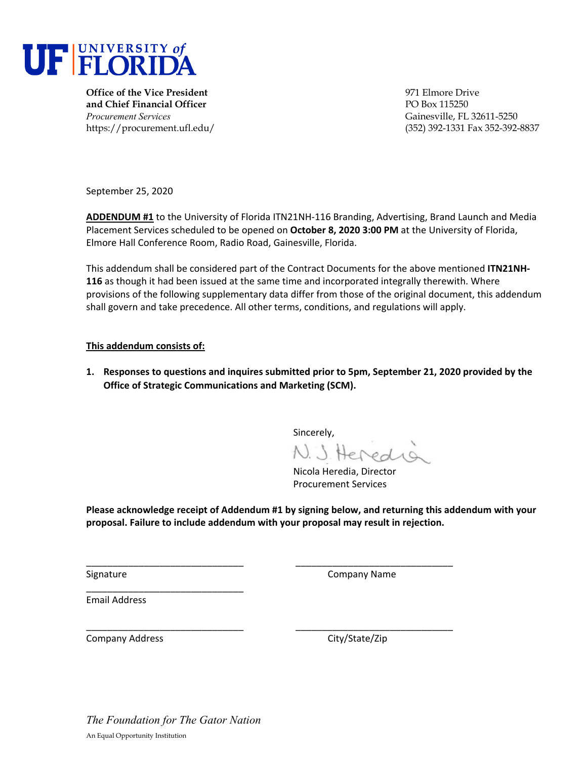**UF | UNIVERSITY of FLORIDA**

**Office of the Vice President**
**and Chief Financial Officer**
*Procurement Services*
https://procurement.ufl.edu/

971 Elmore Drive
PO Box 115250
Gainesville, FL 32611-5250
(352) 392-1331 Fax 352-392-8837

September 25, 2020

**ADDENDUM #1** to the University of Florida ITN21NH-116 Branding, Advertising, Brand Launch and Media Placement Services scheduled to be opened on **October 8, 2020 3:00 PM** at the University of Florida, Elmore Hall Conference Room, Radio Road, Gainesville, Florida.

This addendum shall be considered part of the Contract Documents for the above mentioned **ITN21NH-116** as though it had been issued at the same time and incorporated integrally therewith. Where provisions of the following supplementary data differ from those of the original document, this addendum shall govern and take precedence. All other terms, conditions, and regulations will apply.

**This addendum consists of:**

1. **Responses to questions and inquires submitted prior to 5pm, September 21, 2020 provided by the Office of Strategic Communications and Marketing (SCM).**

Sincerely,

N. J. Heredia

Nicola Heredia, Director
Procurement Services

**Please acknowledge receipt of Addendum #1 by signing below, and returning this addendum with your proposal. Failure to include addendum with your proposal may result in rejection.**

\_\_\_\_\_\_\_\_\_\_\_\_\_\_\_\_\_\_\_\_\_\_\_\_\_\_\_\_\_\_
Signature

\_\_\_\_\_\_\_\_\_\_\_\_\_\_\_\_\_\_\_\_\_\_\_\_\_\_\_\_\_\_
Company Name

\_\_\_\_\_\_\_\_\_\_\_\_\_\_\_\_\_\_\_\_\_\_\_\_\_\_\_\_\_\_
Email Address

\_\_\_\_\_\_\_\_\_\_\_\_\_\_\_\_\_\_\_\_\_\_\_\_\_\_\_\_\_\_
Company Address

\_\_\_\_\_\_\_\_\_\_\_\_\_\_\_\_\_\_\_\_\_\_\_\_\_\_\_\_\_\_
City/State/Zip

*The Foundation for The Gator Nation*

An Equal Opportunity Institution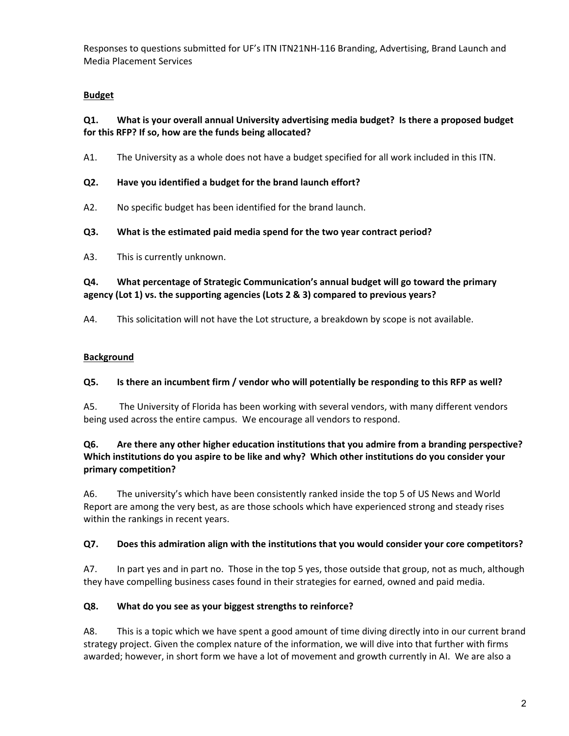Responses to questions submitted for UF's ITN ITN21NH-116 Branding, Advertising, Brand Launch and Media Placement Services

**Budget**

**Q1. What is your overall annual University advertising media budget? Is there a proposed budget for this RFP? If so, how are the funds being allocated?**

A1. The University as a whole does not have a budget specified for all work included in this ITN.

**Q2. Have you identified a budget for the brand launch effort?**

A2. No specific budget has been identified for the brand launch.

**Q3. What is the estimated paid media spend for the two year contract period?**

A3. This is currently unknown.

**Q4. What percentage of Strategic Communication's annual budget will go toward the primary agency (Lot 1) vs. the supporting agencies (Lots 2 & 3) compared to previous years?**

A4. This solicitation will not have the Lot structure, a breakdown by scope is not available.

**Background**

**Q5. Is there an incumbent firm / vendor who will potentially be responding to this RFP as well?**

A5. The University of Florida has been working with several vendors, with many different vendors being used across the entire campus. We encourage all vendors to respond.

**Q6. Are there any other higher education institutions that you admire from a branding perspective? Which institutions do you aspire to be like and why? Which other institutions do you consider your primary competition?**

A6. The university's which have been consistently ranked inside the top 5 of US News and World Report are among the very best, as are those schools which have experienced strong and steady rises within the rankings in recent years.

**Q7. Does this admiration align with the institutions that you would consider your core competitors?**

A7. In part yes and in part no. Those in the top 5 yes, those outside that group, not as much, although they have compelling business cases found in their strategies for earned, owned and paid media.

**Q8. What do you see as your biggest strengths to reinforce?**

A8. This is a topic which we have spent a good amount of time diving directly into in our current brand strategy project. Given the complex nature of the information, we will dive into that further with firms awarded; however, in short form we have a lot of movement and growth currently in AI. We are also a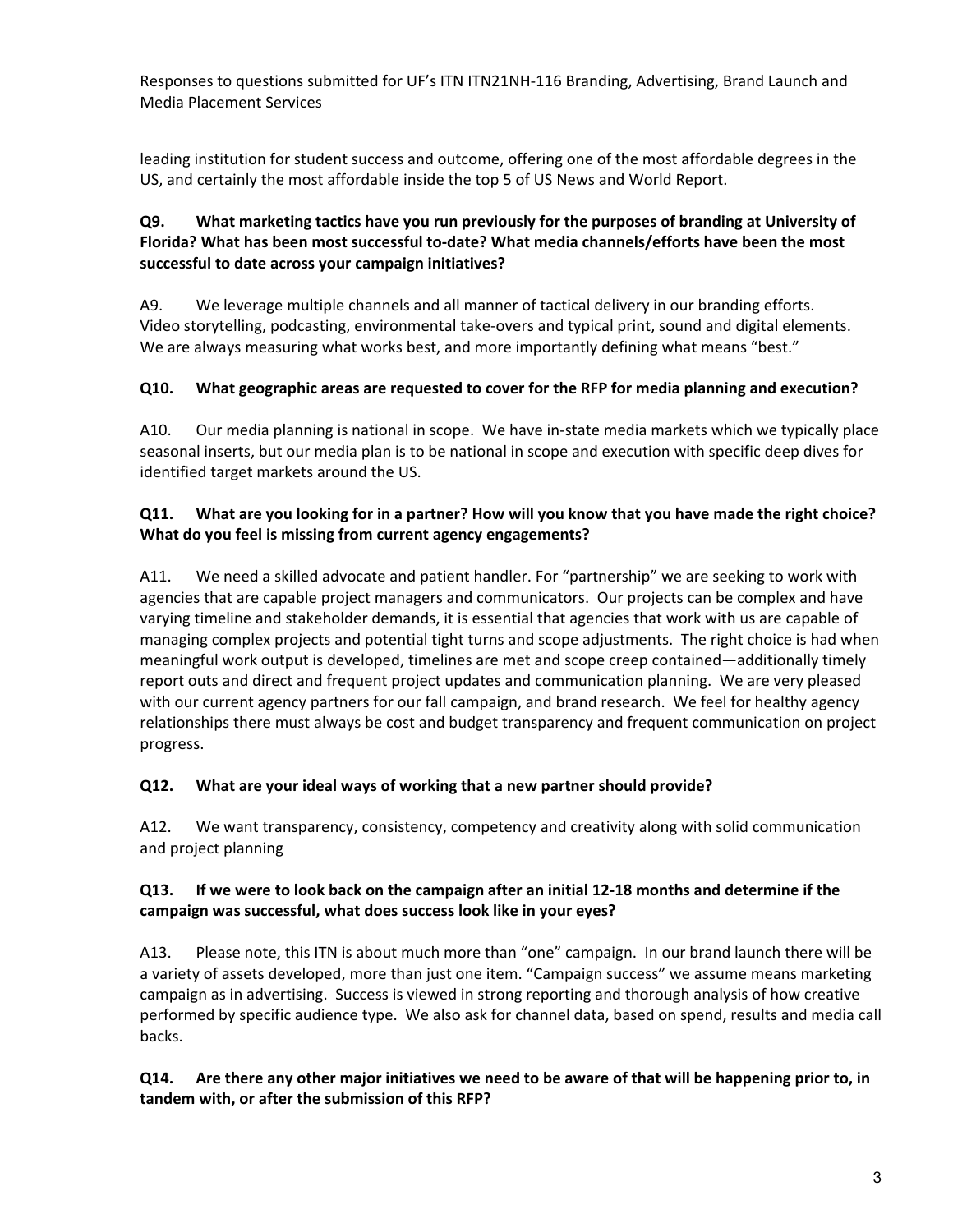leading institution for student success and outcome, offering one of the most affordable degrees in the US, and certainly the most affordable inside the top 5 of US News and World Report.

**Q9. What marketing tactics have you run previously for the purposes of branding at University of Florida? What has been most successful to-date? What media channels/efforts have been the most successful to date across your campaign initiatives?**

A9. We leverage multiple channels and all manner of tactical delivery in our branding efforts. Video storytelling, podcasting, environmental take-overs and typical print, sound and digital elements. We are always measuring what works best, and more importantly defining what means "best."

**Q10. What geographic areas are requested to cover for the RFP for media planning and execution?**

A10. Our media planning is national in scope. We have in-state media markets which we typically place seasonal inserts, but our media plan is to be national in scope and execution with specific deep dives for identified target markets around the US.

**Q11. What are you looking for in a partner? How will you know that you have made the right choice? What do you feel is missing from current agency engagements?**

A11. We need a skilled advocate and patient handler. For "partnership" we are seeking to work with agencies that are capable project managers and communicators. Our projects can be complex and have varying timeline and stakeholder demands, it is essential that agencies that work with us are capable of managing complex projects and potential tight turns and scope adjustments. The right choice is had when meaningful work output is developed, timelines are met and scope creep contained—additionally timely report outs and direct and frequent project updates and communication planning. We are very pleased with our current agency partners for our fall campaign, and brand research. We feel for healthy agency relationships there must always be cost and budget transparency and frequent communication on project progress.

**Q12. What are your ideal ways of working that a new partner should provide?**

A12. We want transparency, consistency, competency and creativity along with solid communication and project planning

**Q13. If we were to look back on the campaign after an initial 12-18 months and determine if the campaign was successful, what does success look like in your eyes?**

A13. Please note, this ITN is about much more than "one" campaign. In our brand launch there will be a variety of assets developed, more than just one item. "Campaign success" we assume means marketing campaign as in advertising. Success is viewed in strong reporting and thorough analysis of how creative performed by specific audience type. We also ask for channel data, based on spend, results and media call backs.

**Q14. Are there any other major initiatives we need to be aware of that will be happening prior to, in tandem with, or after the submission of this RFP?**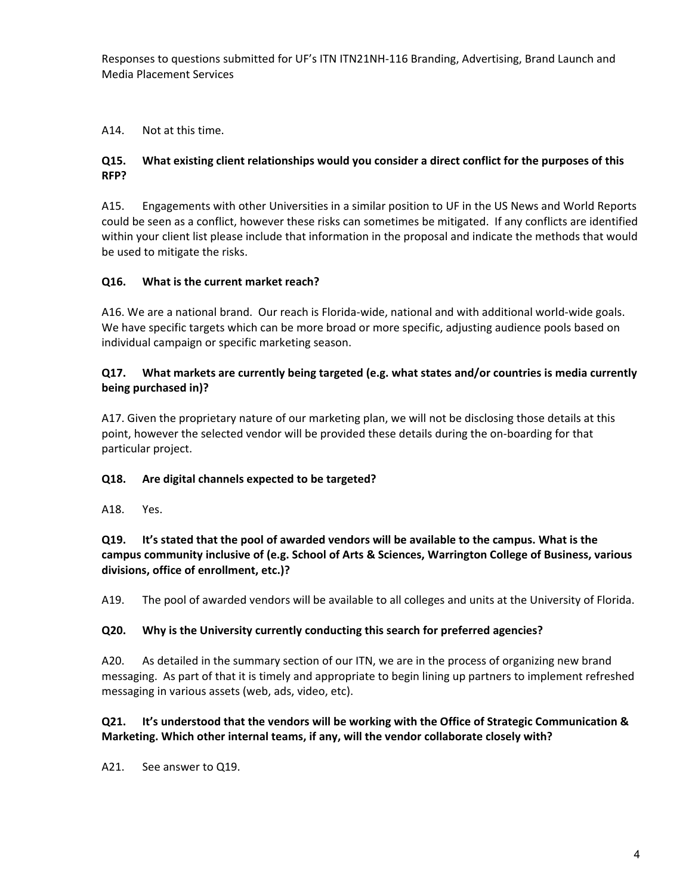A14. Not at this time.

**Q15. What existing client relationships would you consider a direct conflict for the purposes of this RFP?**

A15. Engagements with other Universities in a similar position to UF in the US News and World Reports could be seen as a conflict, however these risks can sometimes be mitigated. If any conflicts are identified within your client list please include that information in the proposal and indicate the methods that would be used to mitigate the risks.

**Q16. What is the current market reach?**

A16. We are a national brand. Our reach is Florida-wide, national and with additional world-wide goals. We have specific targets which can be more broad or more specific, adjusting audience pools based on individual campaign or specific marketing season.

**Q17. What markets are currently being targeted (e.g. what states and/or countries is media currently being purchased in)?**

A17. Given the proprietary nature of our marketing plan, we will not be disclosing those details at this point, however the selected vendor will be provided these details during the on-boarding for that particular project.

**Q18. Are digital channels expected to be targeted?**

A18. Yes.

**Q19. It's stated that the pool of awarded vendors will be available to the campus. What is the campus community inclusive of (e.g. School of Arts & Sciences, Warrington College of Business, various divisions, office of enrollment, etc.)?**

A19. The pool of awarded vendors will be available to all colleges and units at the University of Florida.

**Q20. Why is the University currently conducting this search for preferred agencies?**

A20. As detailed in the summary section of our ITN, we are in the process of organizing new brand messaging. As part of that it is timely and appropriate to begin lining up partners to implement refreshed messaging in various assets (web, ads, video, etc).

**Q21. It's understood that the vendors will be working with the Office of Strategic Communication & Marketing. Which other internal teams, if any, will the vendor collaborate closely with?**

A21. See answer to Q19.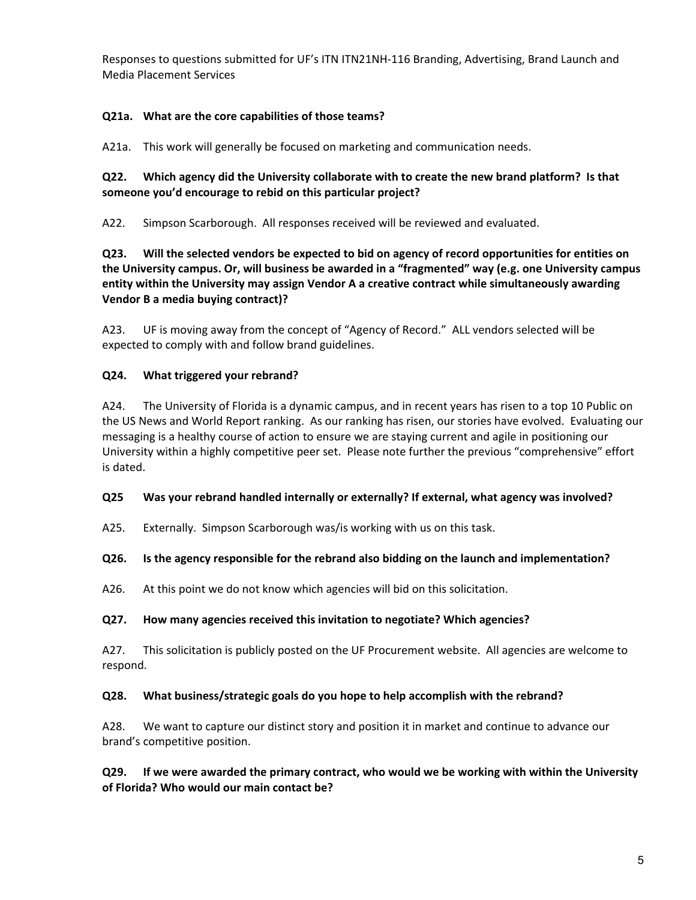**Q21a. What are the core capabilities of those teams?**

A21a. This work will generally be focused on marketing and communication needs.

**Q22. Which agency did the University collaborate with to create the new brand platform? Is that someone you'd encourage to rebid on this particular project?**

A22. Simpson Scarborough. All responses received will be reviewed and evaluated.

**Q23. Will the selected vendors be expected to bid on agency of record opportunities for entities on the University campus. Or, will business be awarded in a "fragmented" way (e.g. one University campus entity within the University may assign Vendor A a creative contract while simultaneously awarding Vendor B a media buying contract)?**

A23. UF is moving away from the concept of "Agency of Record." ALL vendors selected will be expected to comply with and follow brand guidelines.

**Q24. What triggered your rebrand?**

A24. The University of Florida is a dynamic campus, and in recent years has risen to a top 10 Public on the US News and World Report ranking. As our ranking has risen, our stories have evolved. Evaluating our messaging is a healthy course of action to ensure we are staying current and agile in positioning our University within a highly competitive peer set. Please note further the previous "comprehensive" effort is dated.

**Q25 Was your rebrand handled internally or externally? If external, what agency was involved?**

A25. Externally. Simpson Scarborough was/is working with us on this task.

**Q26. Is the agency responsible for the rebrand also bidding on the launch and implementation?**

A26. At this point we do not know which agencies will bid on this solicitation.

**Q27. How many agencies received this invitation to negotiate? Which agencies?**

A27. This solicitation is publicly posted on the UF Procurement website. All agencies are welcome to respond.

**Q28. What business/strategic goals do you hope to help accomplish with the rebrand?**

A28. We want to capture our distinct story and position it in market and continue to advance our brand's competitive position.

**Q29. If we were awarded the primary contract, who would we be working with within the University of Florida? Who would our main contact be?**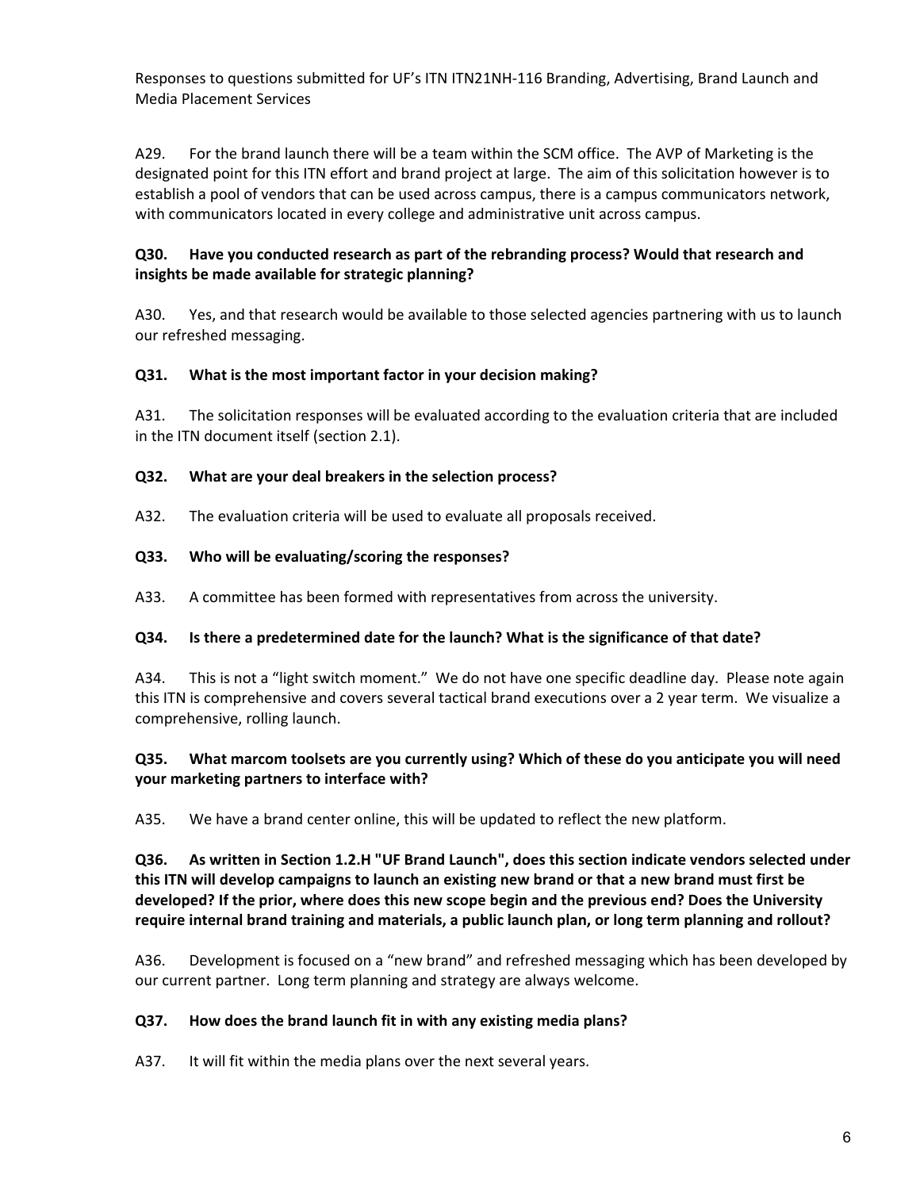A29. For the brand launch there will be a team within the SCM office. The AVP of Marketing is the designated point for this ITN effort and brand project at large. The aim of this solicitation however is to establish a pool of vendors that can be used across campus, there is a campus communicators network, with communicators located in every college and administrative unit across campus.

**Q30. Have you conducted research as part of the rebranding process? Would that research and insights be made available for strategic planning?**

A30. Yes, and that research would be available to those selected agencies partnering with us to launch our refreshed messaging.

**Q31. What is the most important factor in your decision making?**

A31. The solicitation responses will be evaluated according to the evaluation criteria that are included in the ITN document itself (section 2.1).

**Q32. What are your deal breakers in the selection process?**

A32. The evaluation criteria will be used to evaluate all proposals received.

**Q33. Who will be evaluating/scoring the responses?**

A33. A committee has been formed with representatives from across the university.

**Q34. Is there a predetermined date for the launch? What is the significance of that date?**

A34. This is not a "light switch moment." We do not have one specific deadline day. Please note again this ITN is comprehensive and covers several tactical brand executions over a 2 year term. We visualize a comprehensive, rolling launch.

**Q35. What marcom toolsets are you currently using? Which of these do you anticipate you will need your marketing partners to interface with?**

A35. We have a brand center online, this will be updated to reflect the new platform.

**Q36. As written in Section 1.2.H "UF Brand Launch", does this section indicate vendors selected under this ITN will develop campaigns to launch an existing new brand or that a new brand must first be developed? If the prior, where does this new scope begin and the previous end? Does the University require internal brand training and materials, a public launch plan, or long term planning and rollout?**

A36. Development is focused on a "new brand" and refreshed messaging which has been developed by our current partner. Long term planning and strategy are always welcome.

**Q37. How does the brand launch fit in with any existing media plans?**

A37. It will fit within the media plans over the next several years.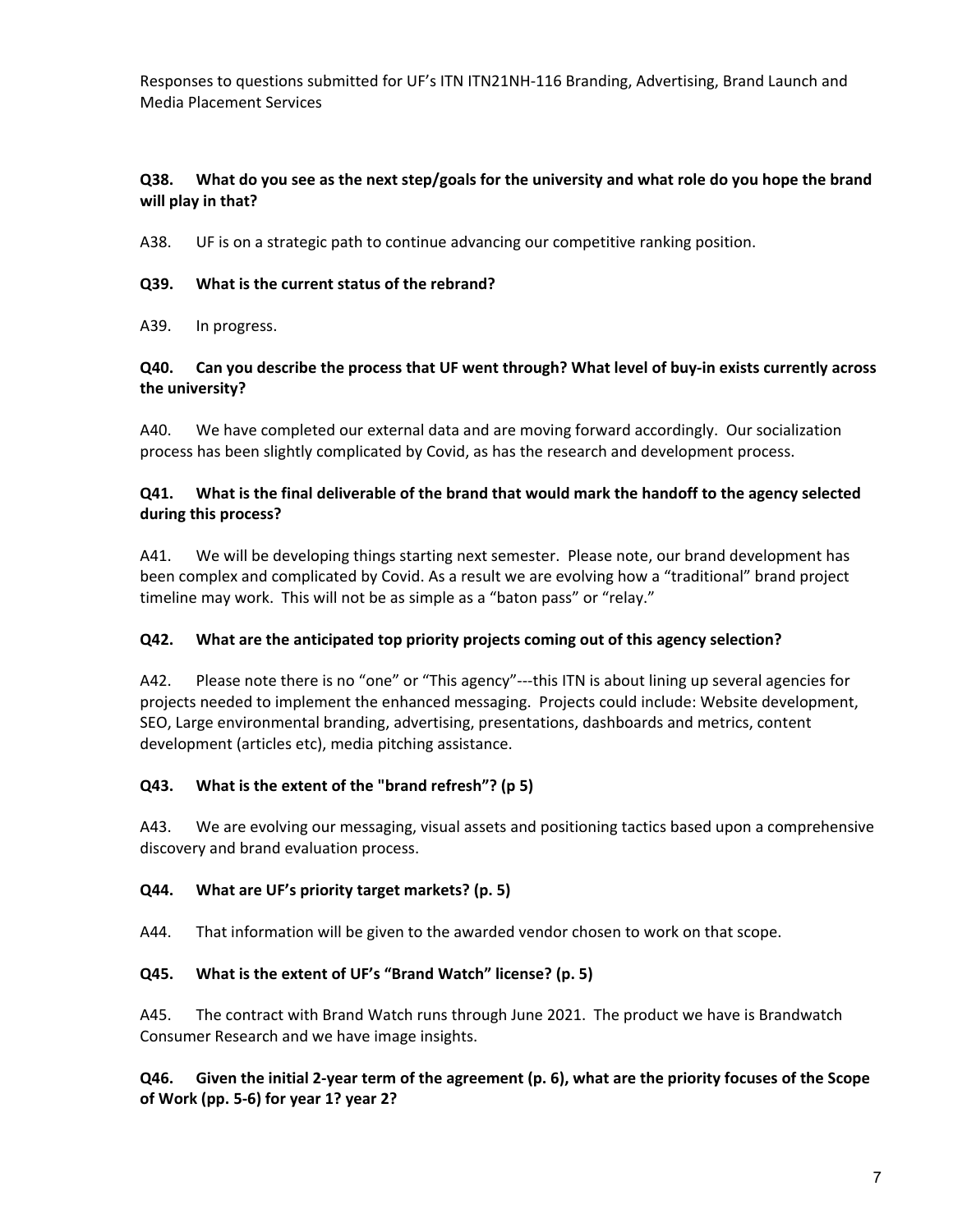**Q38. What do you see as the next step/goals for the university and what role do you hope the brand will play in that?**

A38. UF is on a strategic path to continue advancing our competitive ranking position.

**Q39. What is the current status of the rebrand?**

A39. In progress.

**Q40. Can you describe the process that UF went through? What level of buy-in exists currently across the university?**

A40. We have completed our external data and are moving forward accordingly. Our socialization process has been slightly complicated by Covid, as has the research and development process.

**Q41. What is the final deliverable of the brand that would mark the handoff to the agency selected during this process?**

A41. We will be developing things starting next semester. Please note, our brand development has been complex and complicated by Covid. As a result we are evolving how a "traditional" brand project timeline may work. This will not be as simple as a "baton pass" or "relay."

**Q42. What are the anticipated top priority projects coming out of this agency selection?**

A42. Please note there is no "one" or "This agency"---this ITN is about lining up several agencies for projects needed to implement the enhanced messaging. Projects could include: Website development, SEO, Large environmental branding, advertising, presentations, dashboards and metrics, content development (articles etc), media pitching assistance.

**Q43. What is the extent of the "brand refresh"? (p 5)**

A43. We are evolving our messaging, visual assets and positioning tactics based upon a comprehensive discovery and brand evaluation process.

**Q44. What are UF's priority target markets? (p. 5)**

A44. That information will be given to the awarded vendor chosen to work on that scope.

**Q45. What is the extent of UF's "Brand Watch" license? (p. 5)**

A45. The contract with Brand Watch runs through June 2021. The product we have is Brandwatch Consumer Research and we have image insights.

**Q46. Given the initial 2-year term of the agreement (p. 6), what are the priority focuses of the Scope of Work (pp. 5-6) for year 1? year 2?**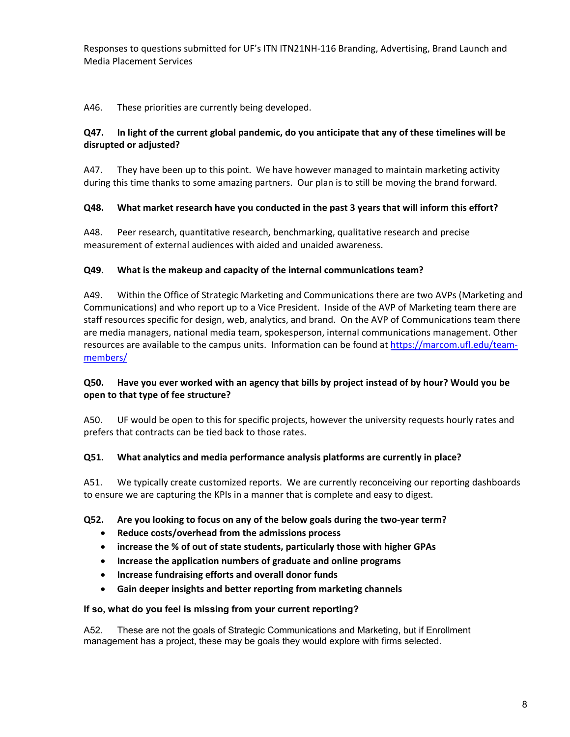A46. These priorities are currently being developed.

**Q47. In light of the current global pandemic, do you anticipate that any of these timelines will be disrupted or adjusted?**

A47. They have been up to this point. We have however managed to maintain marketing activity during this time thanks to some amazing partners. Our plan is to still be moving the brand forward.

**Q48. What market research have you conducted in the past 3 years that will inform this effort?**

A48. Peer research, quantitative research, benchmarking, qualitative research and precise measurement of external audiences with aided and unaided awareness.

**Q49. What is the makeup and capacity of the internal communications team?**

A49. Within the Office of Strategic Marketing and Communications there are two AVPs (Marketing and Communications) and who report up to a Vice President. Inside of the AVP of Marketing team there are staff resources specific for design, web, analytics, and brand. On the AVP of Communications team there are media managers, national media team, spokesperson, internal communications management. Other resources are available to the campus units. Information can be found at [https://marcom.ufl.edu/team-members/](https://marcom.ufl.edu/team-members/)

**Q50. Have you ever worked with an agency that bills by project instead of by hour? Would you be open to that type of fee structure?**

A50. UF would be open to this for specific projects, however the university requests hourly rates and prefers that contracts can be tied back to those rates.

**Q51. What analytics and media performance analysis platforms are currently in place?**

A51. We typically create customized reports. We are currently reconceiving our reporting dashboards to ensure we are capturing the KPIs in a manner that is complete and easy to digest.

**Q52. Are you looking to focus on any of the below goals during the two-year term?**

- **Reduce costs/overhead from the admissions process**
- **increase the % of out of state students, particularly those with higher GPAs**
- **Increase the application numbers of graduate and online programs**
- **Increase fundraising efforts and overall donor funds**
- **Gain deeper insights and better reporting from marketing channels**

**If so, what do you feel is missing from your current reporting?**

A52. These are not the goals of Strategic Communications and Marketing, but if Enrollment management has a project, these may be goals they would explore with firms selected.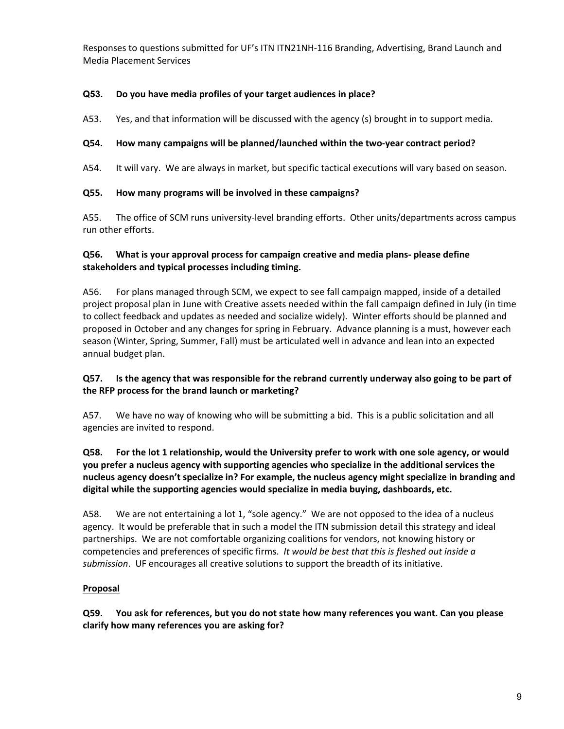**Q53. Do you have media profiles of your target audiences in place?**

A53. Yes, and that information will be discussed with the agency (s) brought in to support media.

**Q54. How many campaigns will be planned/launched within the two-year contract period?**

A54. It will vary. We are always in market, but specific tactical executions will vary based on season.

**Q55. How many programs will be involved in these campaigns?**

A55. The office of SCM runs university-level branding efforts. Other units/departments across campus run other efforts.

**Q56. What is your approval process for campaign creative and media plans- please define stakeholders and typical processes including timing.**

A56. For plans managed through SCM, we expect to see fall campaign mapped, inside of a detailed project proposal plan in June with Creative assets needed within the fall campaign defined in July (in time to collect feedback and updates as needed and socialize widely). Winter efforts should be planned and proposed in October and any changes for spring in February. Advance planning is a must, however each season (Winter, Spring, Summer, Fall) must be articulated well in advance and lean into an expected annual budget plan.

**Q57. Is the agency that was responsible for the rebrand currently underway also going to be part of the RFP process for the brand launch or marketing?**

A57. We have no way of knowing who will be submitting a bid. This is a public solicitation and all agencies are invited to respond.

**Q58. For the lot 1 relationship, would the University prefer to work with one sole agency, or would you prefer a nucleus agency with supporting agencies who specialize in the additional services the nucleus agency doesn't specialize in? For example, the nucleus agency might specialize in branding and digital while the supporting agencies would specialize in media buying, dashboards, etc.**

A58. We are not entertaining a lot 1, "sole agency." We are not opposed to the idea of a nucleus agency. It would be preferable that in such a model the ITN submission detail this strategy and ideal partnerships. We are not comfortable organizing coalitions for vendors, not knowing history or competencies and preferences of specific firms. *It would be best that this is fleshed out inside a submission*. UF encourages all creative solutions to support the breadth of its initiative.

**<u>Proposal</u>**

**Q59. You ask for references, but you do not state how many references you want. Can you please clarify how many references you are asking for?**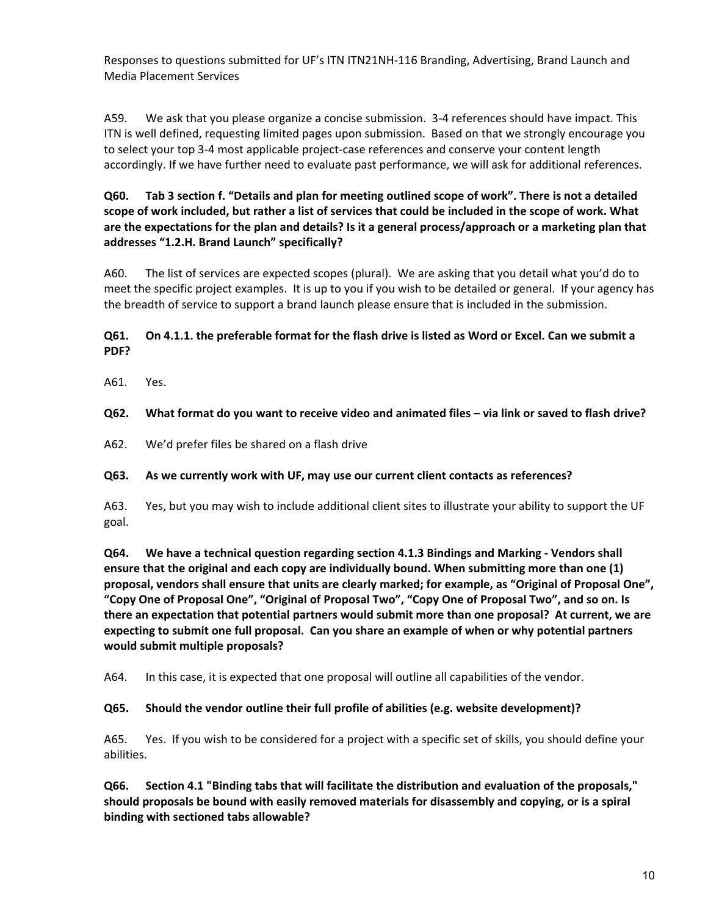A59. We ask that you please organize a concise submission. 3-4 references should have impact. This ITN is well defined, requesting limited pages upon submission. Based on that we strongly encourage you to select your top 3-4 most applicable project-case references and conserve your content length accordingly. If we have further need to evaluate past performance, we will ask for additional references.

**Q60. Tab 3 section f. "Details and plan for meeting outlined scope of work". There is not a detailed scope of work included, but rather a list of services that could be included in the scope of work. What are the expectations for the plan and details? Is it a general process/approach or a marketing plan that addresses "1.2.H. Brand Launch" specifically?**

A60. The list of services are expected scopes (plural). We are asking that you detail what you'd do to meet the specific project examples. It is up to you if you wish to be detailed or general. If your agency has the breadth of service to support a brand launch please ensure that is included in the submission.

**Q61. On 4.1.1. the preferable format for the flash drive is listed as Word or Excel. Can we submit a PDF?**

A61. Yes.

**Q62. What format do you want to receive video and animated files – via link or saved to flash drive?**

A62. We'd prefer files be shared on a flash drive

**Q63. As we currently work with UF, may use our current client contacts as references?**

A63. Yes, but you may wish to include additional client sites to illustrate your ability to support the UF goal.

**Q64. We have a technical question regarding section 4.1.3 Bindings and Marking - Vendors shall ensure that the original and each copy are individually bound. When submitting more than one (1) proposal, vendors shall ensure that units are clearly marked; for example, as "Original of Proposal One", "Copy One of Proposal One", "Original of Proposal Two", "Copy One of Proposal Two", and so on. Is there an expectation that potential partners would submit more than one proposal? At current, we are expecting to submit one full proposal. Can you share an example of when or why potential partners would submit multiple proposals?**

A64. In this case, it is expected that one proposal will outline all capabilities of the vendor.

**Q65. Should the vendor outline their full profile of abilities (e.g. website development)?**

A65. Yes. If you wish to be considered for a project with a specific set of skills, you should define your abilities.

**Q66. Section 4.1 "Binding tabs that will facilitate the distribution and evaluation of the proposals," should proposals be bound with easily removed materials for disassembly and copying, or is a spiral binding with sectioned tabs allowable?**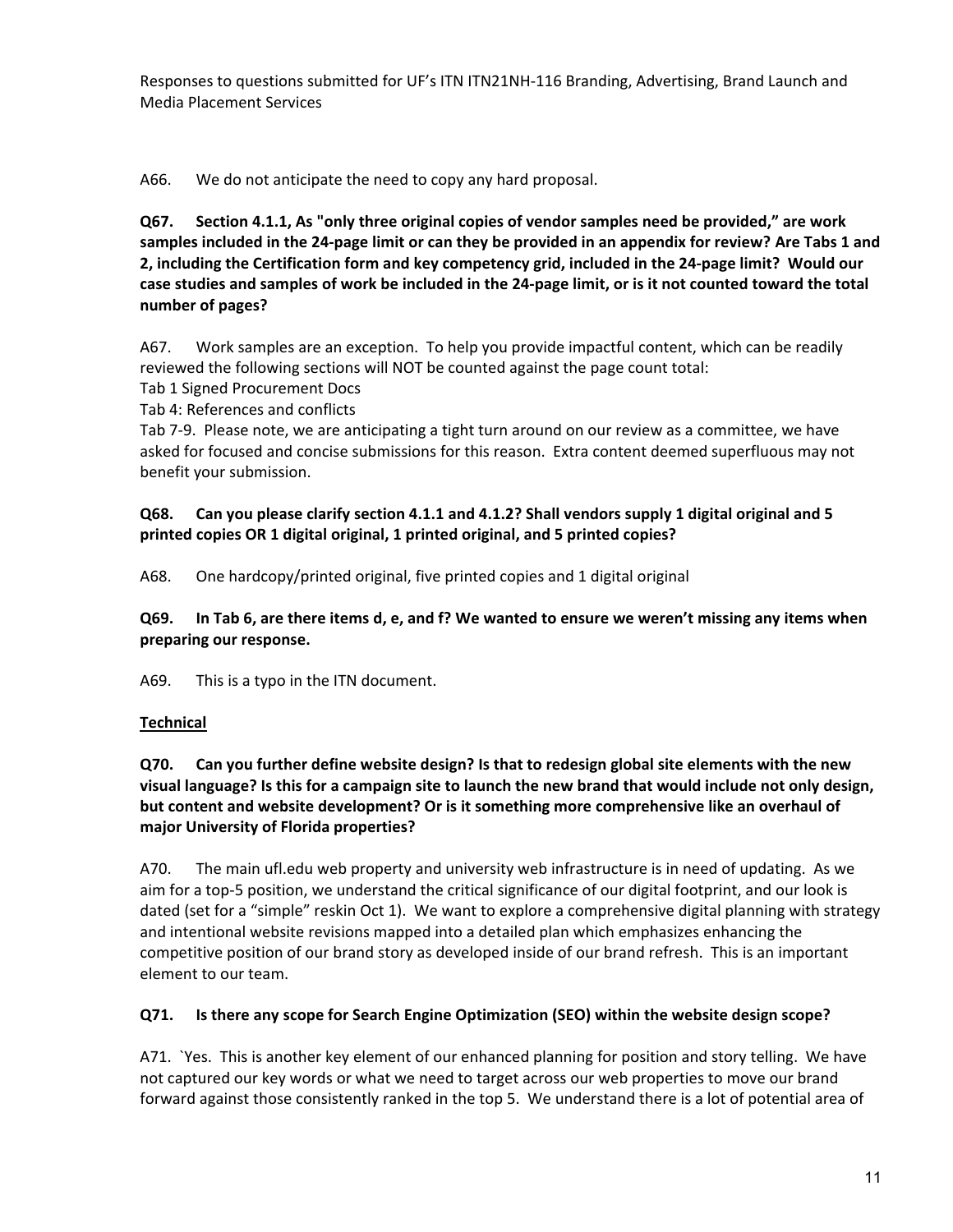A66. We do not anticipate the need to copy any hard proposal.

**Q67. Section 4.1.1, As "only three original copies of vendor samples need be provided," are work samples included in the 24-page limit or can they be provided in an appendix for review? Are Tabs 1 and 2, including the Certification form and key competency grid, included in the 24-page limit? Would our case studies and samples of work be included in the 24-page limit, or is it not counted toward the total number of pages?**

A67. Work samples are an exception. To help you provide impactful content, which can be readily reviewed the following sections will NOT be counted against the page count total:

Tab 1 Signed Procurement Docs

Tab 4: References and conflicts

Tab 7-9. Please note, we are anticipating a tight turn around on our review as a committee, we have asked for focused and concise submissions for this reason. Extra content deemed superfluous may not benefit your submission.

**Q68. Can you please clarify section 4.1.1 and 4.1.2? Shall vendors supply 1 digital original and 5 printed copies OR 1 digital original, 1 printed original, and 5 printed copies?**

A68. One hardcopy/printed original, five printed copies and 1 digital original

**Q69. In Tab 6, are there items d, e, and f? We wanted to ensure we weren't missing any items when preparing our response.**

A69. This is a typo in the ITN document.

**<u>Technical</u>**

**Q70. Can you further define website design? Is that to redesign global site elements with the new visual language? Is this for a campaign site to launch the new brand that would include not only design, but content and website development? Or is it something more comprehensive like an overhaul of major University of Florida properties?**

A70. The main ufl.edu web property and university web infrastructure is in need of updating. As we aim for a top-5 position, we understand the critical significance of our digital footprint, and our look is dated (set for a "simple" reskin Oct 1). We want to explore a comprehensive digital planning with strategy and intentional website revisions mapped into a detailed plan which emphasizes enhancing the competitive position of our brand story as developed inside of our brand refresh. This is an important element to our team.

**Q71. Is there any scope for Search Engine Optimization (SEO) within the website design scope?**

A71. `Yes. This is another key element of our enhanced planning for position and story telling. We have not captured our key words or what we need to target across our web properties to move our brand forward against those consistently ranked in the top 5. We understand there is a lot of potential area of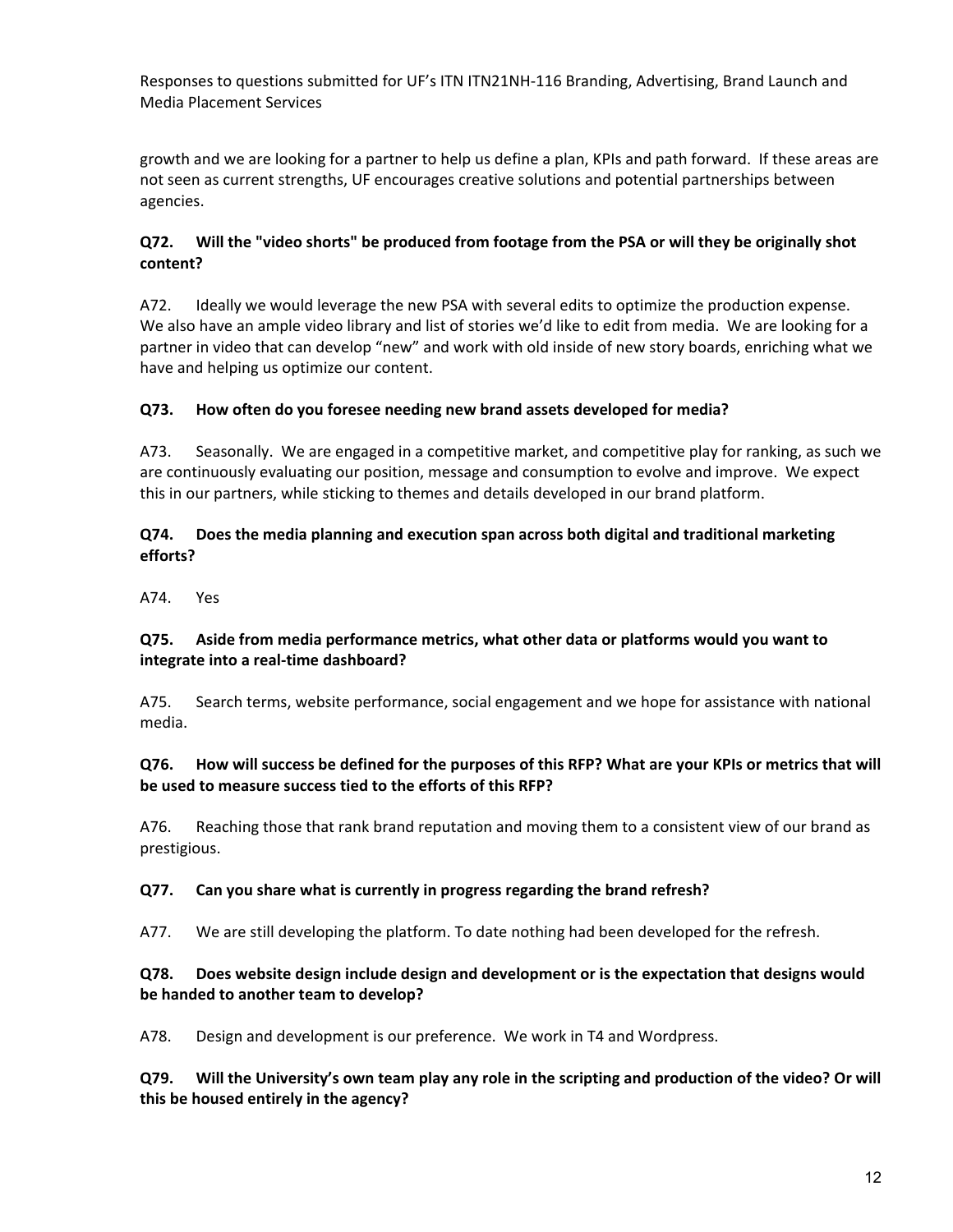growth and we are looking for a partner to help us define a plan, KPIs and path forward. If these areas are not seen as current strengths, UF encourages creative solutions and potential partnerships between agencies.

**Q72. Will the "video shorts" be produced from footage from the PSA or will they be originally shot content?**

A72. Ideally we would leverage the new PSA with several edits to optimize the production expense. We also have an ample video library and list of stories we'd like to edit from media. We are looking for a partner in video that can develop "new" and work with old inside of new story boards, enriching what we have and helping us optimize our content.

**Q73. How often do you foresee needing new brand assets developed for media?**

A73. Seasonally. We are engaged in a competitive market, and competitive play for ranking, as such we are continuously evaluating our position, message and consumption to evolve and improve. We expect this in our partners, while sticking to themes and details developed in our brand platform.

**Q74. Does the media planning and execution span across both digital and traditional marketing efforts?**

A74. Yes

**Q75. Aside from media performance metrics, what other data or platforms would you want to integrate into a real-time dashboard?**

A75. Search terms, website performance, social engagement and we hope for assistance with national media.

**Q76. How will success be defined for the purposes of this RFP? What are your KPIs or metrics that will be used to measure success tied to the efforts of this RFP?**

A76. Reaching those that rank brand reputation and moving them to a consistent view of our brand as prestigious.

**Q77. Can you share what is currently in progress regarding the brand refresh?**

A77. We are still developing the platform. To date nothing had been developed for the refresh.

**Q78. Does website design include design and development or is the expectation that designs would be handed to another team to develop?**

A78. Design and development is our preference. We work in T4 and Wordpress.

**Q79. Will the University's own team play any role in the scripting and production of the video? Or will this be housed entirely in the agency?**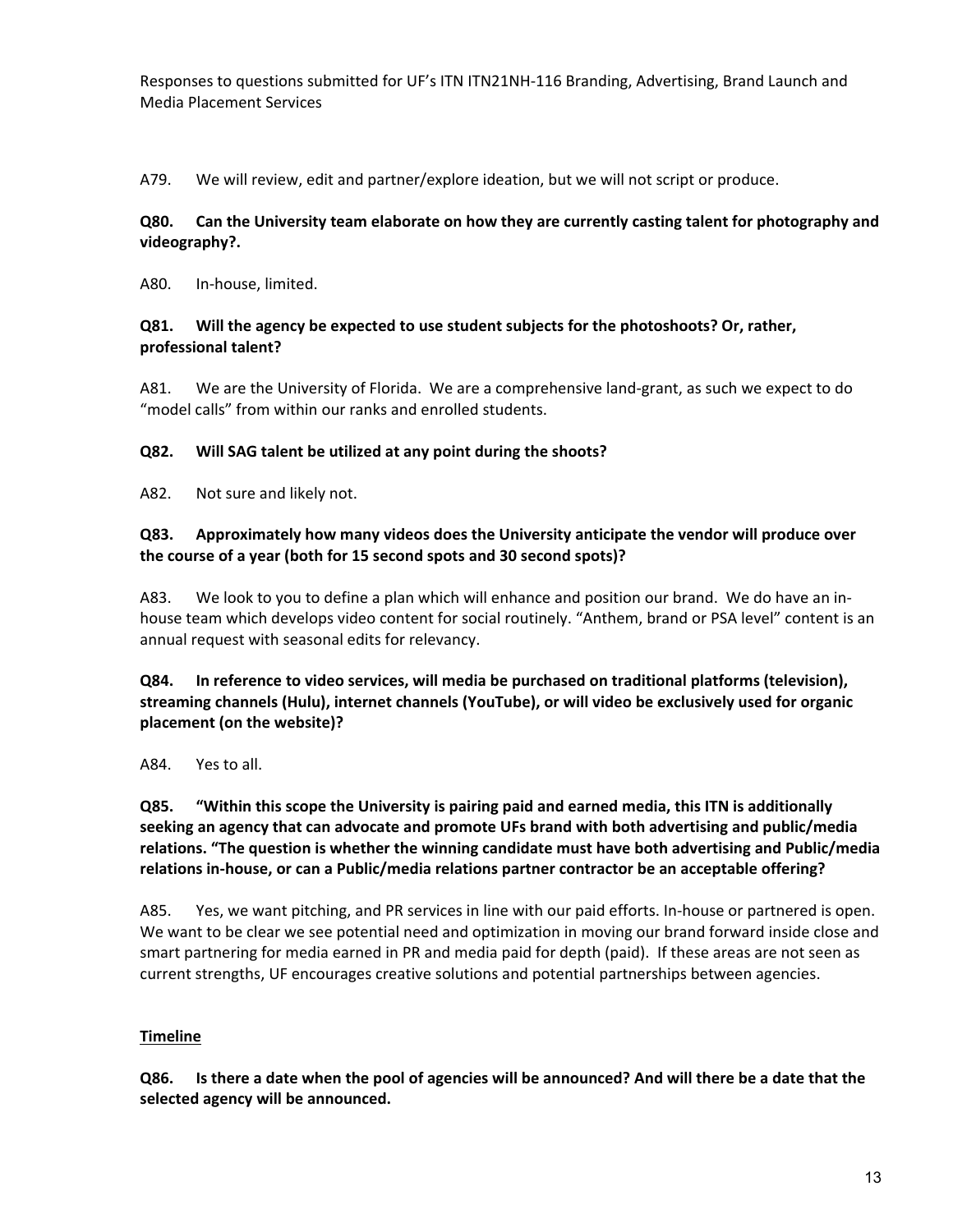A79. We will review, edit and partner/explore ideation, but we will not script or produce.

**Q80. Can the University team elaborate on how they are currently casting talent for photography and videography?.**

A80. In-house, limited.

**Q81. Will the agency be expected to use student subjects for the photoshoots? Or, rather, professional talent?**

A81. We are the University of Florida. We are a comprehensive land-grant, as such we expect to do "model calls" from within our ranks and enrolled students.

**Q82. Will SAG talent be utilized at any point during the shoots?**

A82. Not sure and likely not.

**Q83. Approximately how many videos does the University anticipate the vendor will produce over the course of a year (both for 15 second spots and 30 second spots)?**

A83. We look to you to define a plan which will enhance and position our brand. We do have an in-house team which develops video content for social routinely. "Anthem, brand or PSA level" content is an annual request with seasonal edits for relevancy.

**Q84. In reference to video services, will media be purchased on traditional platforms (television), streaming channels (Hulu), internet channels (YouTube), or will video be exclusively used for organic placement (on the website)?**

A84. Yes to all.

**Q85. "Within this scope the University is pairing paid and earned media, this ITN is additionally seeking an agency that can advocate and promote UFs brand with both advertising and public/media relations. "The question is whether the winning candidate must have both advertising and Public/media relations in-house, or can a Public/media relations partner contractor be an acceptable offering?**

A85. Yes, we want pitching, and PR services in line with our paid efforts. In-house or partnered is open. We want to be clear we see potential need and optimization in moving our brand forward inside close and smart partnering for media earned in PR and media paid for depth (paid). If these areas are not seen as current strengths, UF encourages creative solutions and potential partnerships between agencies.

**<u>Timeline</u>**

**Q86. Is there a date when the pool of agencies will be announced? And will there be a date that the selected agency will be announced.**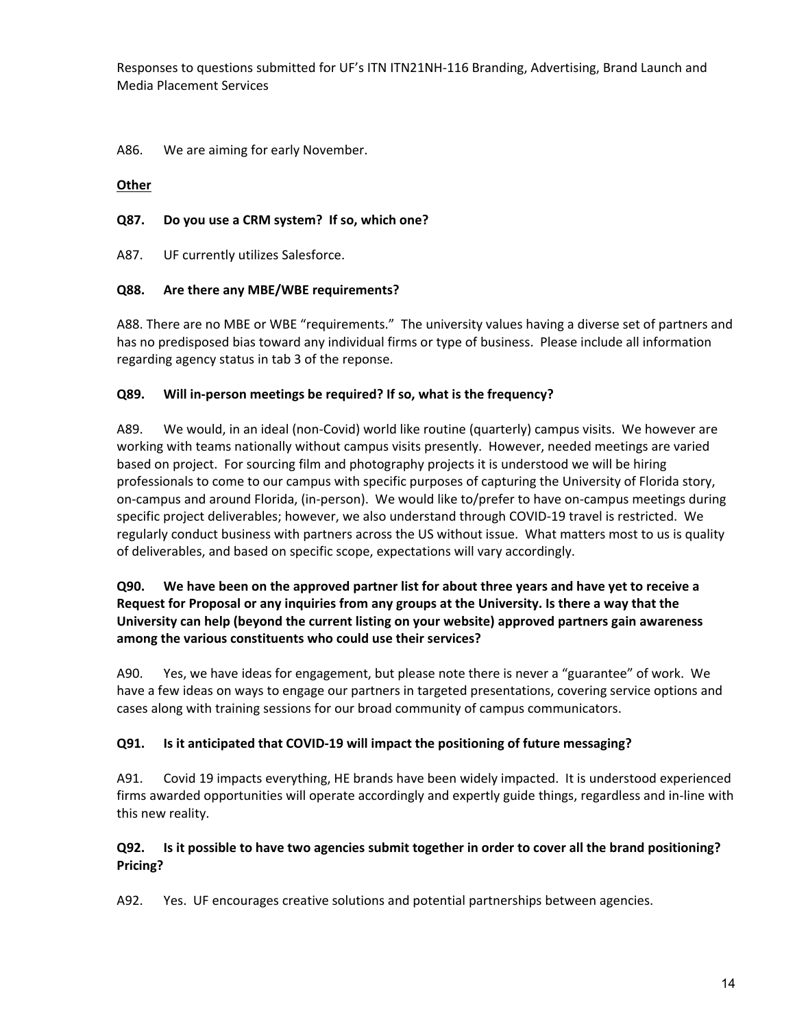A86. We are aiming for early November.

**Other**

**Q87. Do you use a CRM system? If so, which one?**

A87. UF currently utilizes Salesforce.

**Q88. Are there any MBE/WBE requirements?**

A88. There are no MBE or WBE "requirements." The university values having a diverse set of partners and has no predisposed bias toward any individual firms or type of business. Please include all information regarding agency status in tab 3 of the reponse.

**Q89. Will in-person meetings be required? If so, what is the frequency?**

A89. We would, in an ideal (non-Covid) world like routine (quarterly) campus visits. We however are working with teams nationally without campus visits presently. However, needed meetings are varied based on project. For sourcing film and photography projects it is understood we will be hiring professionals to come to our campus with specific purposes of capturing the University of Florida story, on-campus and around Florida, (in-person). We would like to/prefer to have on-campus meetings during specific project deliverables; however, we also understand through COVID-19 travel is restricted. We regularly conduct business with partners across the US without issue. What matters most to us is quality of deliverables, and based on specific scope, expectations will vary accordingly.

**Q90. We have been on the approved partner list for about three years and have yet to receive a Request for Proposal or any inquiries from any groups at the University. Is there a way that the University can help (beyond the current listing on your website) approved partners gain awareness among the various constituents who could use their services?**

A90. Yes, we have ideas for engagement, but please note there is never a "guarantee" of work. We have a few ideas on ways to engage our partners in targeted presentations, covering service options and cases along with training sessions for our broad community of campus communicators.

**Q91. Is it anticipated that COVID-19 will impact the positioning of future messaging?**

A91. Covid 19 impacts everything, HE brands have been widely impacted. It is understood experienced firms awarded opportunities will operate accordingly and expertly guide things, regardless and in-line with this new reality.

**Q92. Is it possible to have two agencies submit together in order to cover all the brand positioning? Pricing?**

A92. Yes. UF encourages creative solutions and potential partnerships between agencies.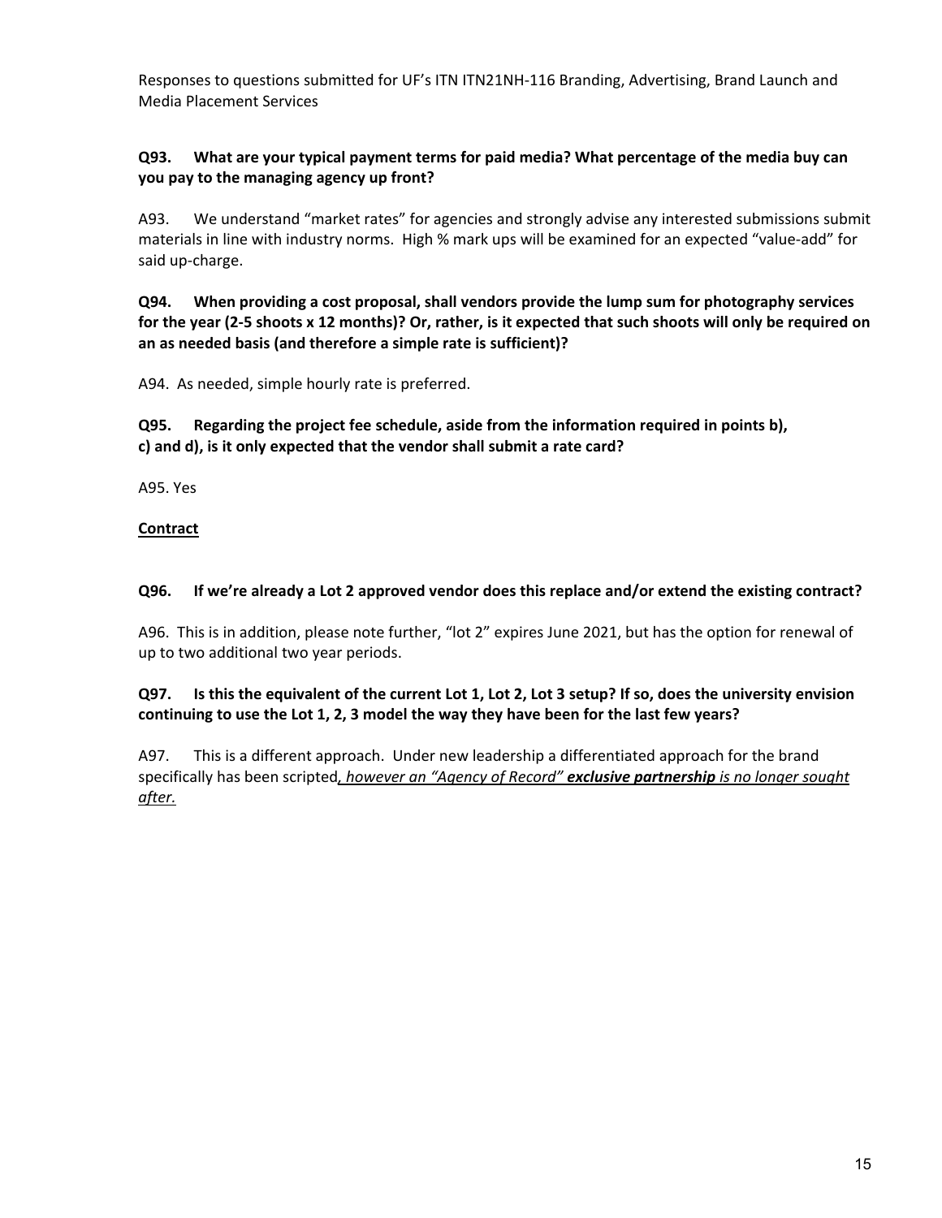Responses to questions submitted for UF's ITN ITN21NH-116 Branding, Advertising, Brand Launch and Media Placement Services

**Q93. What are your typical payment terms for paid media? What percentage of the media buy can you pay to the managing agency up front?**

A93. We understand "market rates" for agencies and strongly advise any interested submissions submit materials in line with industry norms. High % mark ups will be examined for an expected "value-add" for said up-charge.

**Q94. When providing a cost proposal, shall vendors provide the lump sum for photography services for the year (2-5 shoots x 12 months)? Or, rather, is it expected that such shoots will only be required on an as needed basis (and therefore a simple rate is sufficient)?**

A94. As needed, simple hourly rate is preferred.

**Q95. Regarding the project fee schedule, aside from the information required in points b), c) and d), is it only expected that the vendor shall submit a rate card?**

A95. Yes

**Contract**

**Q96. If we're already a Lot 2 approved vendor does this replace and/or extend the existing contract?**

A96. This is in addition, please note further, "lot 2" expires June 2021, but has the option for renewal of up to two additional two year periods.

**Q97. Is this the equivalent of the current Lot 1, Lot 2, Lot 3 setup? If so, does the university envision continuing to use the Lot 1, 2, 3 model the way they have been for the last few years?**

A97. This is a different approach. Under new leadership a differentiated approach for the brand specifically has been scripted*, however an "Agency of Record"* ***exclusive partnership*** *is no longer sought after.*